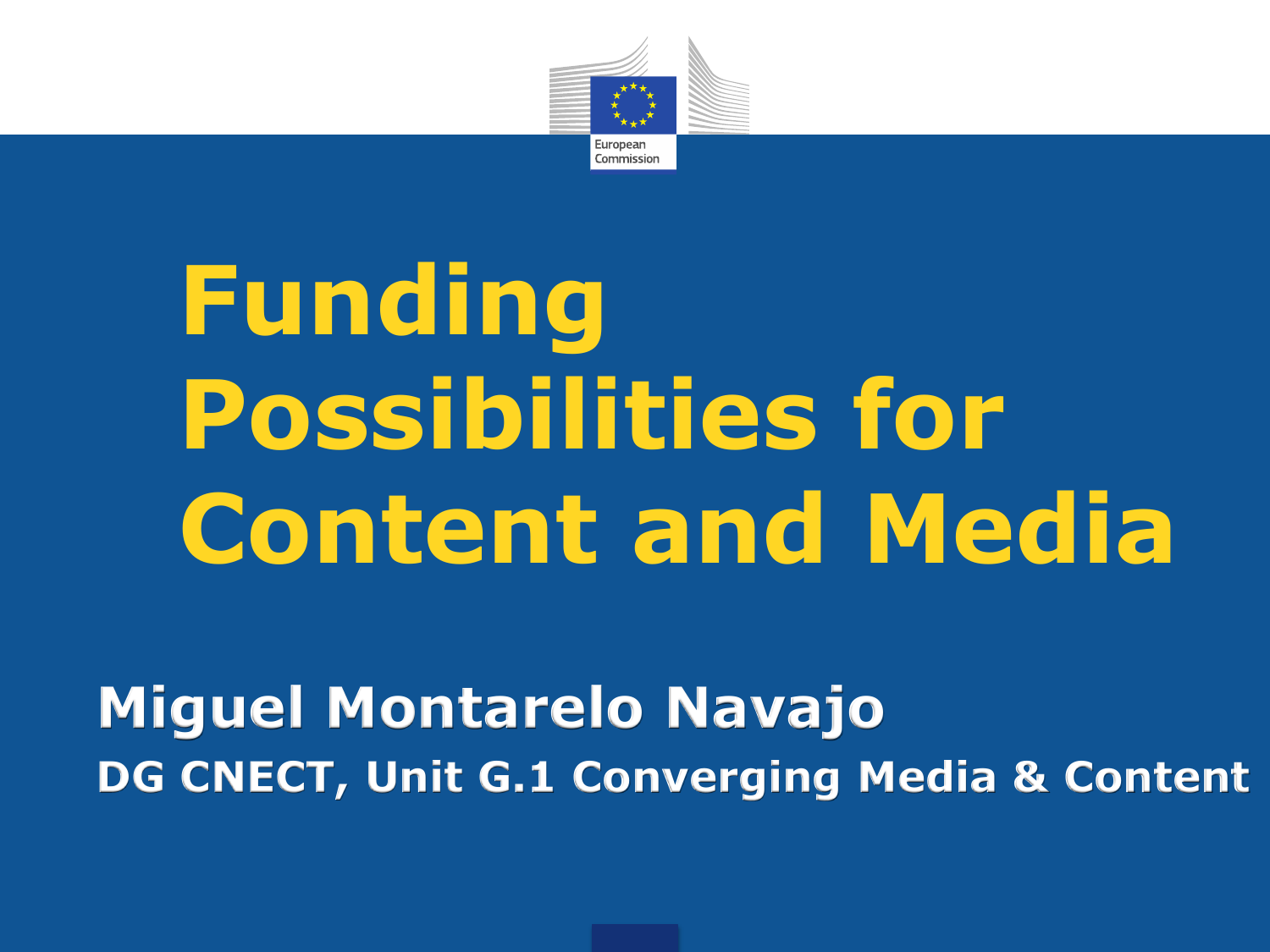European Commission

# Funding Possibilities for Content and Media

**Miguel Montarelo Navajo**

**DG CNECT, Unit G.1 Converging Media & Content**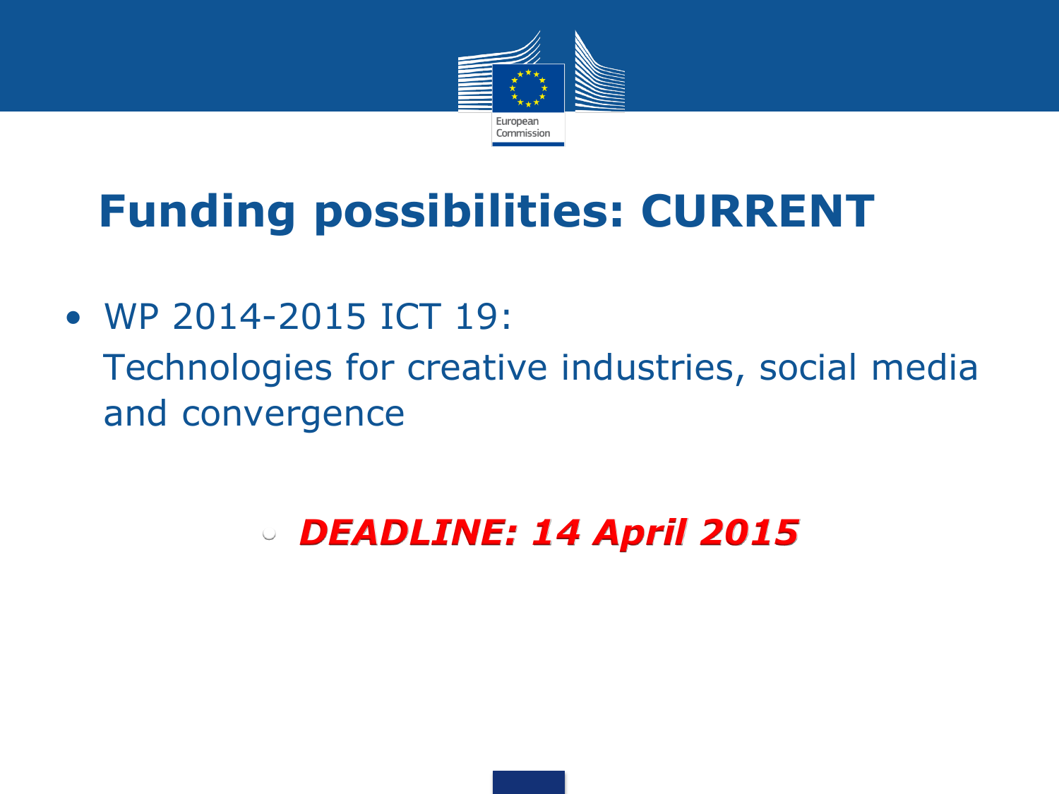# Funding possibilities: CURRENT

- WP 2014-2015 ICT 19:
  Technologies for creative industries, social media and convergence

  - ***DEADLINE: 14 April 2015***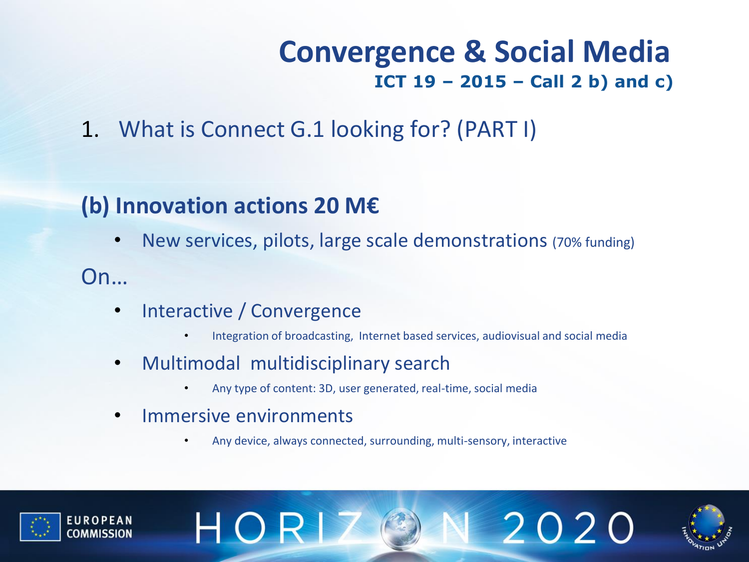# Convergence & Social Media

**ICT 19 – 2015 – Call 2 b) and c)**

1. What is Connect G.1 looking for? (PART I)

## (b) Innovation actions 20 M€

- New services, pilots, large scale demonstrations (70% funding)

On…

- Interactive / Convergence
  - Integration of broadcasting, Internet based services, audiovisual and social media
- Multimodal multidisciplinary search
  - Any type of content: 3D, user generated, real-time, social media
- Immersive environments
  - Any device, always connected, surrounding, multi-sensory, interactive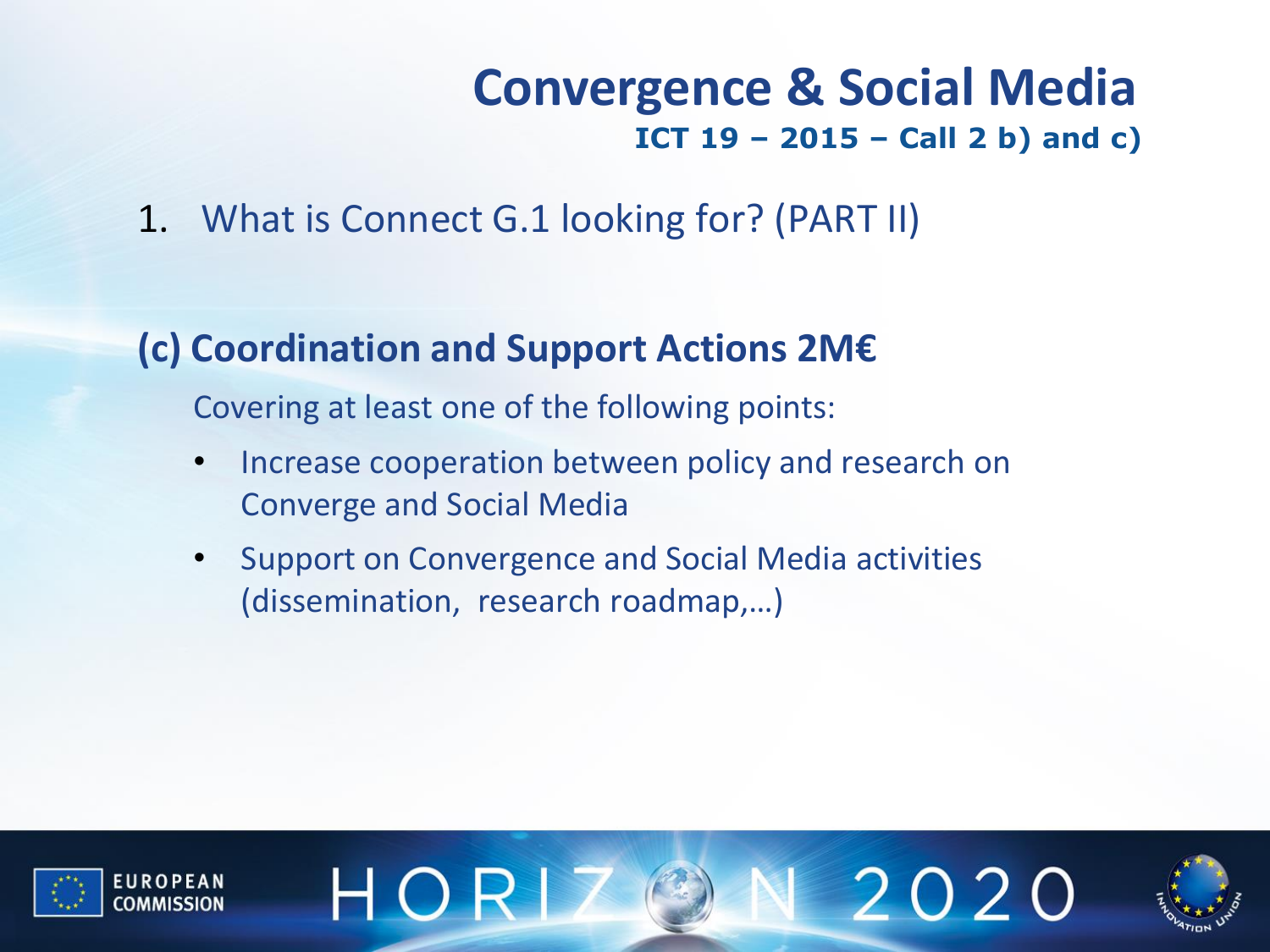# Convergence & Social Media

**ICT 19 – 2015 – Call 2 b) and c)**

1. What is Connect G.1 looking for? (PART II)

## (c) Coordination and Support Actions 2M€

Covering at least one of the following points:

- Increase cooperation between policy and research on Converge and Social Media
- Support on Convergence and Social Media activities (dissemination, research roadmap,…)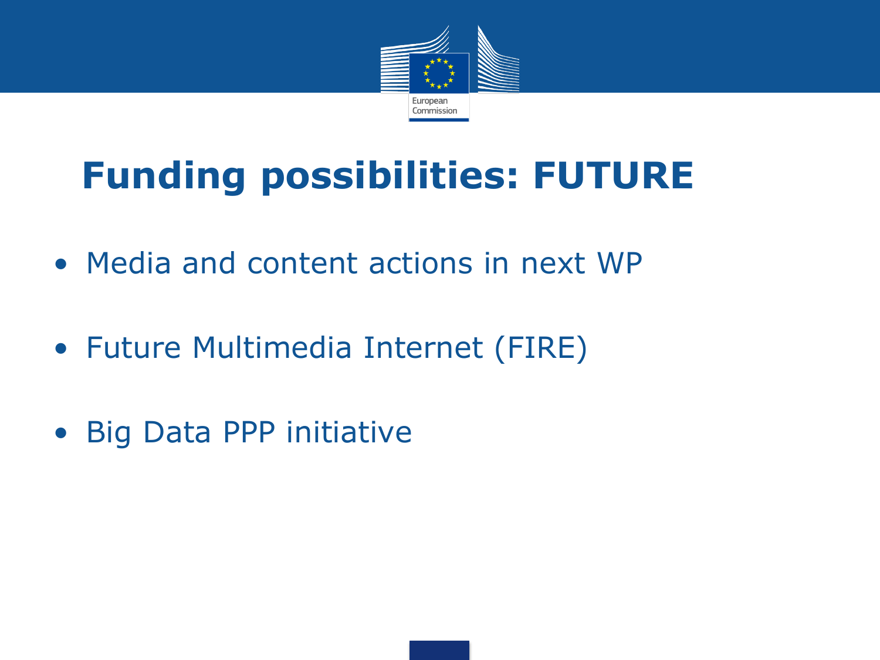# Funding possibilities: FUTURE

- Media and content actions in next WP
- Future Multimedia Internet (FIRE)
- Big Data PPP initiative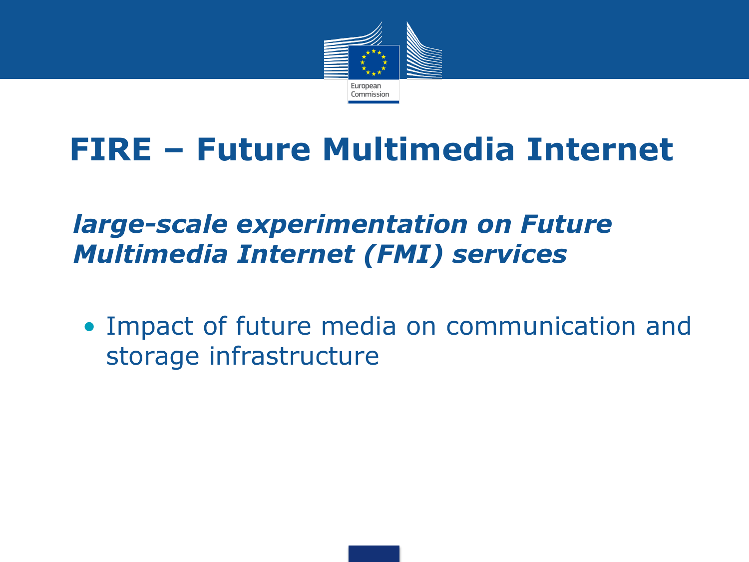# FIRE – Future Multimedia Internet

***large-scale experimentation on Future Multimedia Internet (FMI) services***

- Impact of future media on communication and storage infrastructure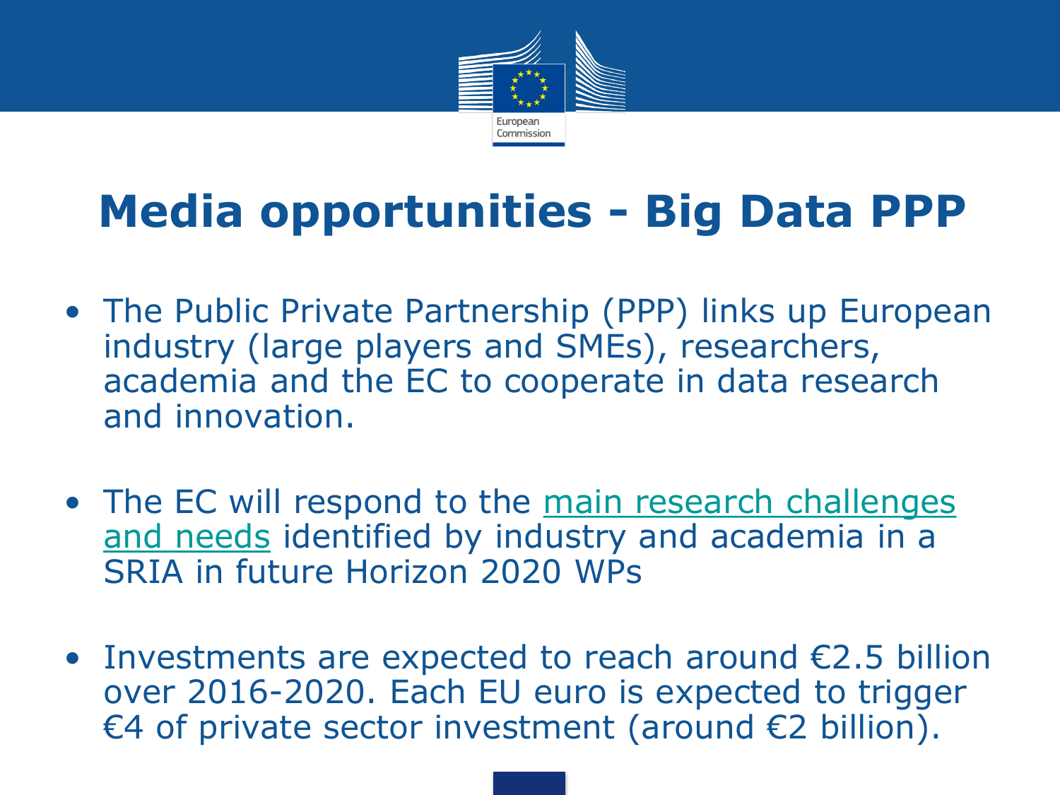# Media opportunities - Big Data PPP

- The Public Private Partnership (PPP) links up European industry (large players and SMEs), researchers, academia and the EC to cooperate in data research and innovation.
- The EC will respond to the main research challenges and needs identified by industry and academia in a SRIA in future Horizon 2020 WPs
- Investments are expected to reach around €2.5 billion over 2016-2020. Each EU euro is expected to trigger €4 of private sector investment (around €2 billion).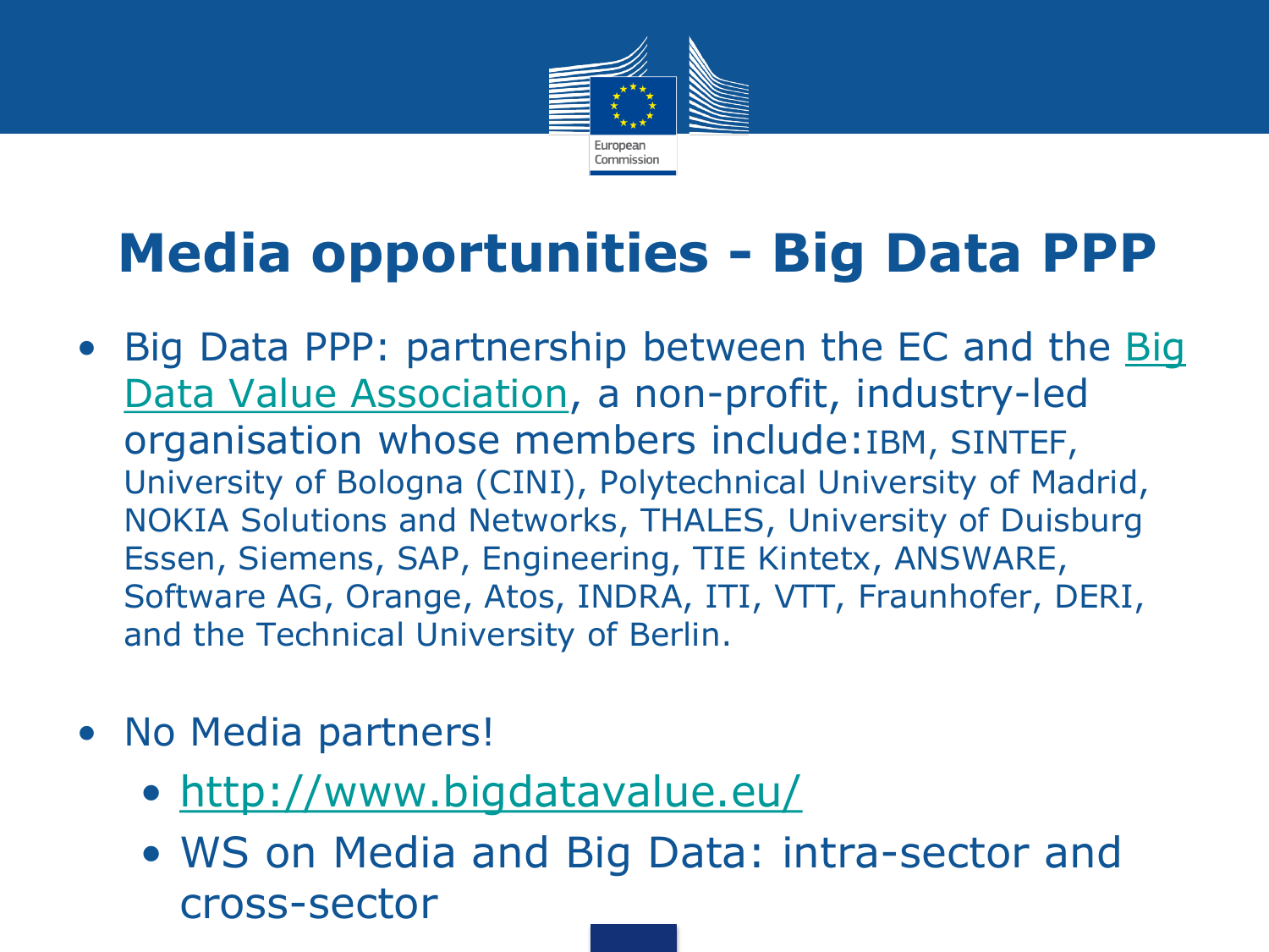# Media opportunities - Big Data PPP

- Big Data PPP: partnership between the EC and the Big Data Value Association, a non-profit, industry-led organisation whose members include: IBM, SINTEF, University of Bologna (CINI), Polytechnical University of Madrid, NOKIA Solutions and Networks, THALES, University of Duisburg Essen, Siemens, SAP, Engineering, TIE Kintetx, ANSWARE, Software AG, Orange, Atos, INDRA, ITI, VTT, Fraunhofer, DERI, and the Technical University of Berlin.

- No Media partners!
  - http://www.bigdatavalue.eu/
  - WS on Media and Big Data: intra-sector and cross-sector